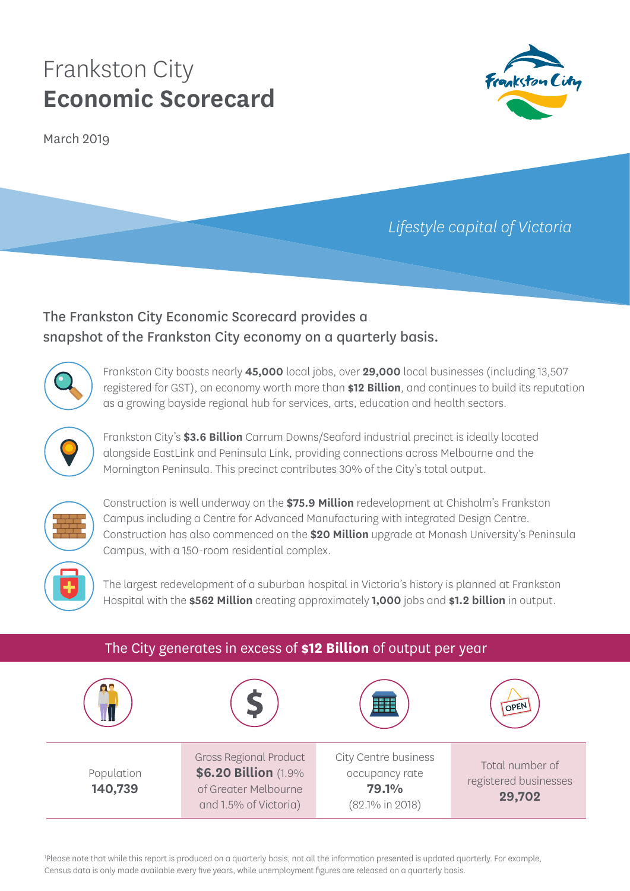# Frankston City
# **Economic Scorecard**

March 2019

*Lifestyle capital of Victoria*

The Frankston City Economic Scorecard provides a snapshot of the Frankston City economy on a quarterly basis.

Frankston City boasts nearly **45,000** local jobs, over **29,000** local businesses (including 13,507 registered for GST), an economy worth more than **$12 Billion**, and continues to build its reputation as a growing bayside regional hub for services, arts, education and health sectors.

Frankston City's **$3.6 Billion** Carrum Downs/Seaford industrial precinct is ideally located alongside EastLink and Peninsula Link, providing connections across Melbourne and the Mornington Peninsula. This precinct contributes 30% of the City's total output.

Construction is well underway on the **$75.9 Million** redevelopment at Chisholm's Frankston Campus including a Centre for Advanced Manufacturing with integrated Design Centre. Construction has also commenced on the **$20 Million** upgrade at Monash University's Peninsula Campus, with a 150-room residential complex.

The largest redevelopment of a suburban hospital in Victoria's history is planned at Frankston Hospital with the **$562 Million** creating approximately **1,000** jobs and **$1.2 billion** in output.

## The City generates in excess of **$12 Billion** of output per year

| Population | Gross Regional Product | City Centre business occupancy rate | Total number of registered businesses |
|---|---|---|---|
| **140,739** | **$6.20 Billion** (1.9% of Greater Melbourne and 1.5% of Victoria) | **79.1%** (82.1% in 2018) | **29,702** |

[1]Please note that while this report is produced on a quarterly basis, not all the information presented is updated quarterly. For example, Census data is only made available every five years, while unemployment figures are released on a quarterly basis.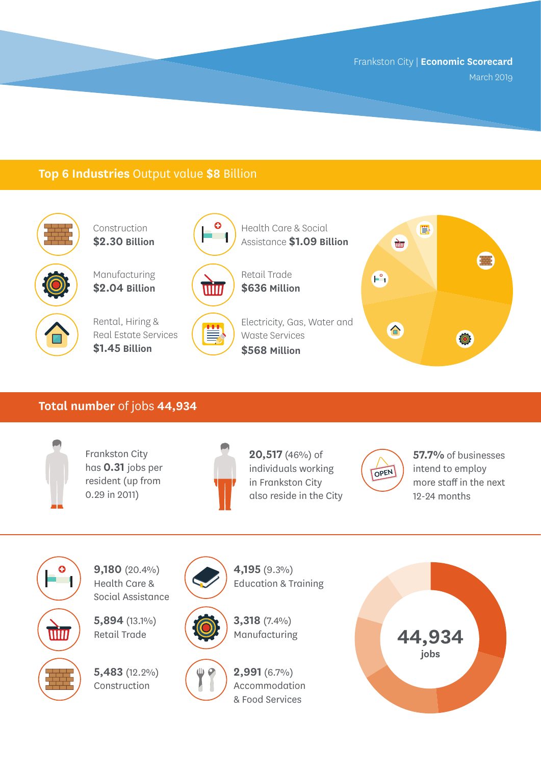Frankston City | **Economic Scorecard**
March 2019

## **Top 6 Industries** Output value **$8** Billion

Construction
**$2.30 Billion**

Manufacturing
**$2.04 Billion**

Rental, Hiring & Real Estate Services
**$1.45 Billion**

Health Care & Social Assistance **$1.09 Billion**

Retail Trade
**$636 Million**

Electricity, Gas, Water and Waste Services
**$568 Million**

## **Total number** of jobs **44,934**

Frankston City has **0.31** jobs per resident (up from 0.29 in 2011)

**20,517** (46%) of individuals working in Frankston City also reside in the City

**57.7%** of businesses intend to employ more staff in the next 12-24 months

**9,180** (20.4%)
Health Care & Social Assistance

**5,894** (13.1%)
Retail Trade

**5,483** (12.2%)
Construction

**4,195** (9.3%)
Education & Training

**3,318** (7.4%)
Manufacturing

**2,991** (6.7%)
Accommodation & Food Services

**44,934** jobs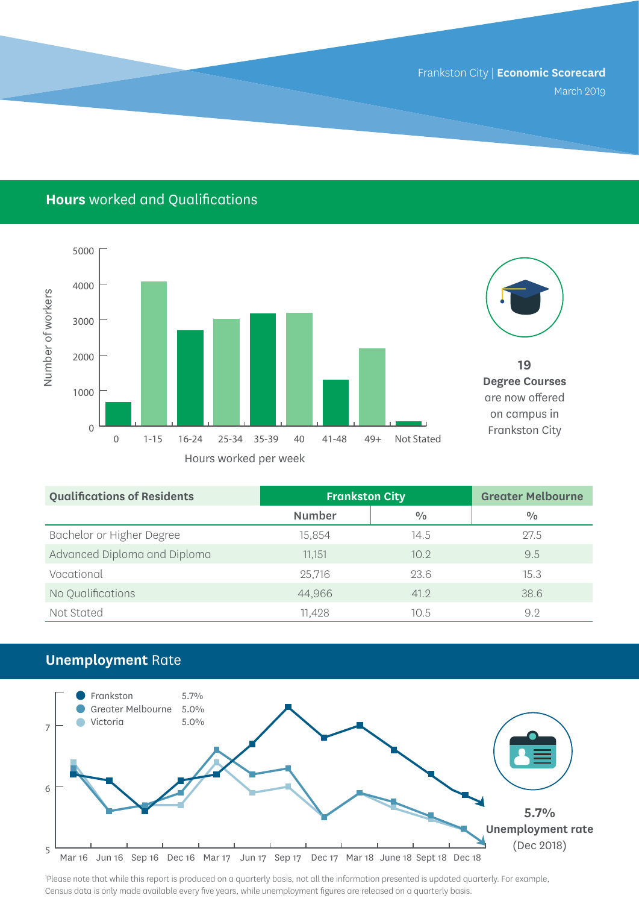## **Hours** worked and Qualifications

**19**
**Degree Courses** are now offered on campus in Frankston City

| Qualifications of Residents | Frankston City | | Greater Melbourne |
|---|---|---|---|
| | Number | % | % |
| Bachelor or Higher Degree | 15,854 | 14.5 | 27.5 |
| Advanced Diploma and Diploma | 11,151 | 10.2 | 9.5 |
| Vocational | 25,716 | 23.6 | 15.3 |
| No Qualifications | 44,966 | 41.2 | 38.6 |
| Not Stated | 11,428 | 10.5 | 9.2 |

## **Unemployment** Rate

| Region | Rate |
|---|---|
| Frankston | 5.7% |
| Greater Melbourne | 5.0% |
| Victoria | 5.0% |

**5.7%**
**Unemployment rate**
(Dec 2018)

[1]Please note that while this report is produced on a quarterly basis, not all the information presented is updated quarterly. For example, Census data is only made available every five years, while unemployment figures are released on a quarterly basis.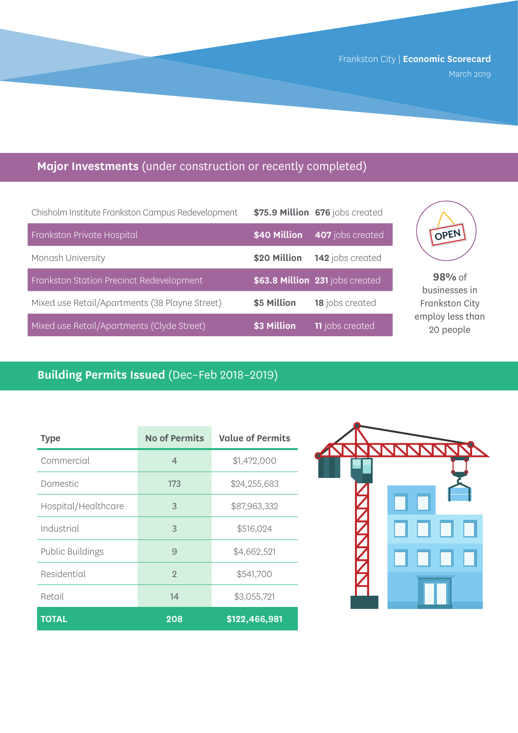Frankston City | **Economic Scorecard**
March 2019

## **Major Investments** (under construction or recently completed)

| Project | Investment | Jobs |
|---|---|---|
| Chisholm Institute Frankston Campus Redevelopment | **$75.9 Million** | **676** jobs created |
| Frankston Private Hospital | **$40 Million** | **407** jobs created |
| Monash University | **$20 Million** | **142** jobs created |
| Frankston Station Precinct Redevelopment | **$63.8 Million** | **231** jobs created |
| Mixed use Retail/Apartments (38 Playne Street) | **$5 Million** | **18** jobs created |
| Mixed use Retail/Apartments (Clyde Street) | **$3 Million** | **11** jobs created |

OPEN

**98%** of businesses in Frankston City employ less than 20 people

## **Building Permits Issued** (Dec–Feb 2018–2019)

| Type | No of Permits | Value of Permits |
|---|---|---|
| Commercial | 4 | $1,472,000 |
| Domestic | 173 | $24,255,683 |
| Hospital/Healthcare | 3 | $87,963,332 |
| Industrial | 3 | $516,024 |
| Public Buildings | 9 | $4,662,521 |
| Residential | 2 | $541,700 |
| Retail | 14 | $3,055,721 |
| **TOTAL** | **208** | **$122,466,981** |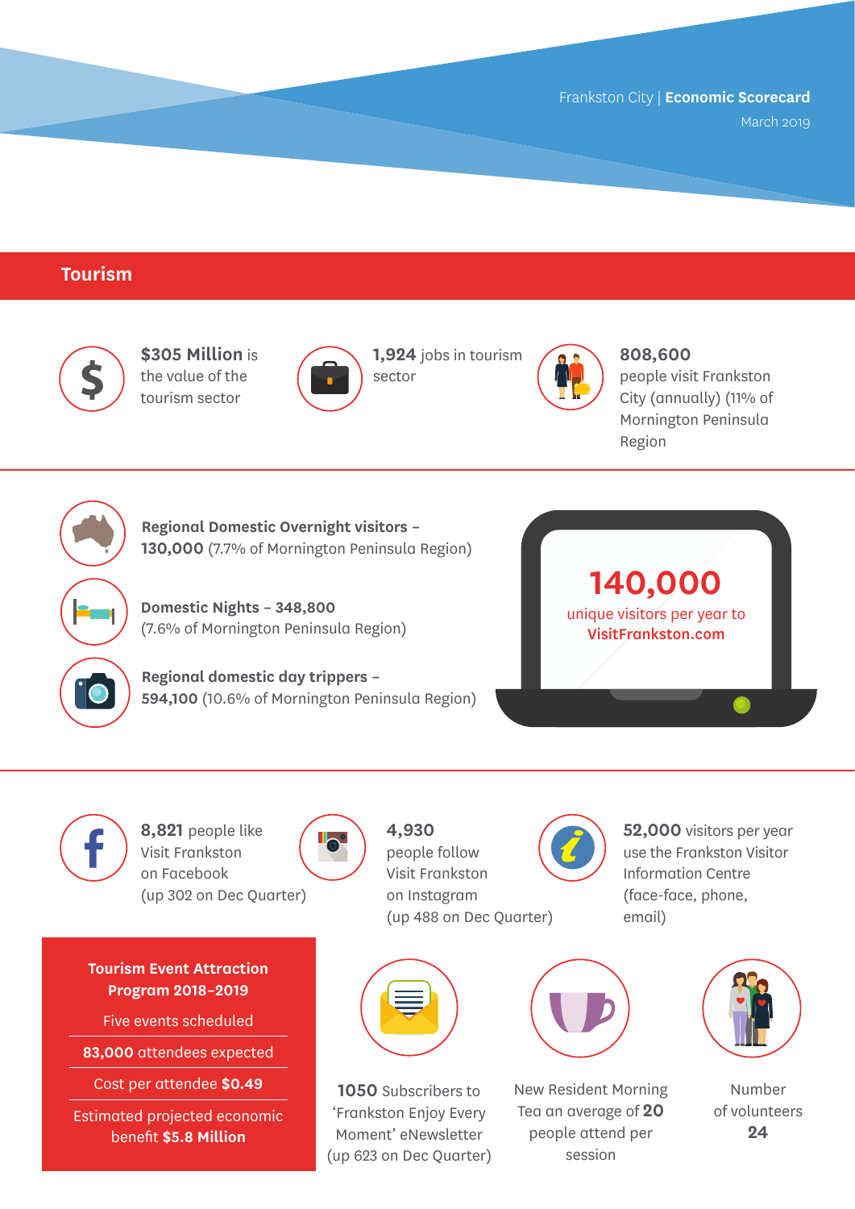Frankston City | **Economic Scorecard**
March 2019

## Tourism

**$305 Million** is the value of the tourism sector

**1,924** jobs in tourism sector

**808,600** people visit Frankston City (annually) (11% of Mornington Peninsula Region

**Regional Domestic Overnight visitors – 130,000** (7.7% of Mornington Peninsula Region)

**Domestic Nights – 348,800** (7.6% of Mornington Peninsula Region)

**Regional domestic day trippers – 594,100** (10.6% of Mornington Peninsula Region)

**140,000** unique visitors per year to **VisitFrankston.com**

**8,821** people like Visit Frankston on Facebook (up 302 on Dec Quarter)

**4,930** people follow Visit Frankston on Instagram (up 488 on Dec Quarter)

**52,000** visitors per year use the Frankston Visitor Information Centre (face-face, phone, email)

**Tourism Event Attraction Program 2018–2019**

- Five events scheduled
- **83,000** attendees expected
- Cost per attendee **$0.49**
- Estimated projected economic benefit **$5.8 Million**

**1050** Subscribers to 'Frankston Enjoy Every Moment' eNewsletter (up 623 on Dec Quarter)

New Resident Morning Tea an average of **20** people attend per session

Number of volunteers **24**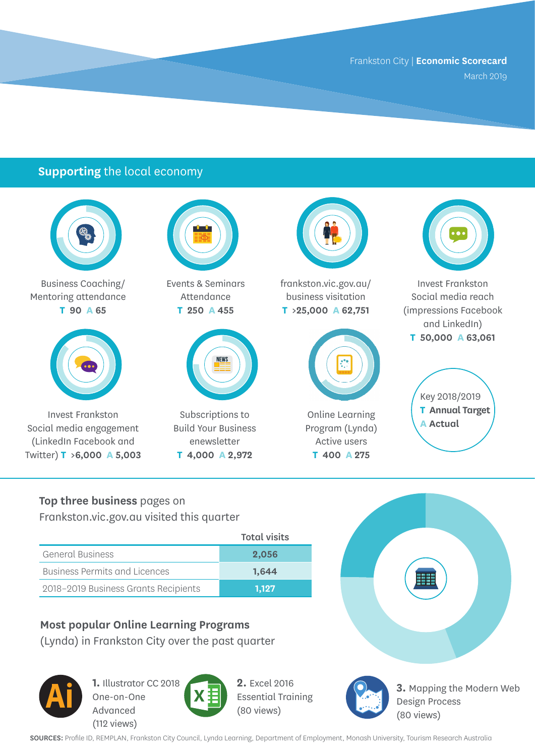Frankston City | **Economic Scorecard**
March 2019

## **Supporting** the local economy

Business Coaching/ Mentoring attendance
**T 90 A 65**

Events & Seminars Attendance
**T 250 A 455**

frankston.vic.gov.au/ business visitation
**T >25,000 A 62,751**

Invest Frankston Social media reach (impressions Facebook and LinkedIn)
**T 50,000 A 63,061**

Invest Frankston Social media engagement (LinkedIn Facebook and Twitter) **T >6,000 A 5,003**

Subscriptions to Build Your Business enewsletter
**T 4,000 A 2,972**

Online Learning Program (Lynda) Active users
**T 400 A 275**

Key 2018/2019
**T Annual Target**
**A Actual**

### **Top three business** pages on Frankston.vic.gov.au visited this quarter

| | Total visits |
|---|---|
| General Business | 2,056 |
| Business Permits and Licences | 1,644 |
| 2018–2019 Business Grants Recipients | 1,127 |

### **Most popular Online Learning Programs** (Lynda) in Frankston City over the past quarter

**1.** Illustrator CC 2018 One-on-One Advanced (112 views)

**2.** Excel 2016 Essential Training (80 views)

**3.** Mapping the Modern Web Design Process (80 views)

**SOURCES:** Profile ID, REMPLAN, Frankston City Council, Lynda Learning, Department of Employment, Monash University, Tourism Research Australia